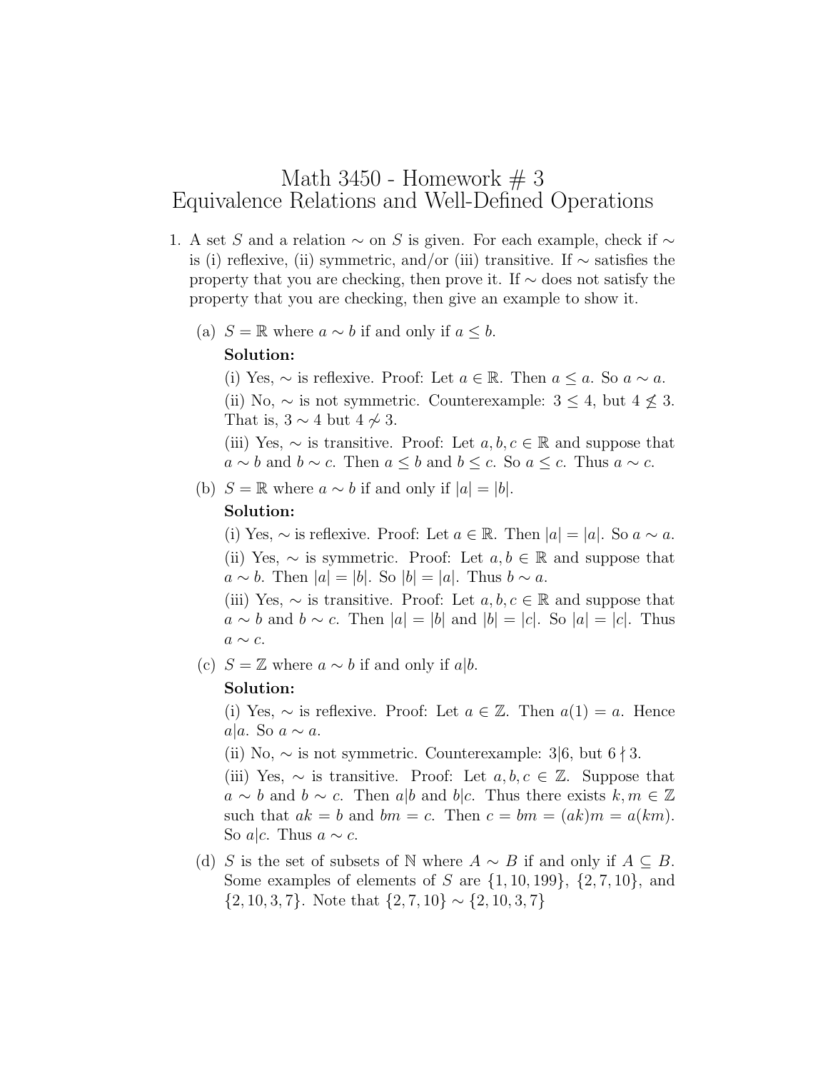# Math 3450 - Homework # 3
# Equivalence Relations and Well-Defined Operations

1. A set $S$ and a relation $\sim$ on $S$ is given. For each example, check if $\sim$ is (i) reflexive, (ii) symmetric, and/or (iii) transitive. If $\sim$ satisfies the property that you are checking, then prove it. If $\sim$ does not satisfy the property that you are checking, then give an example to show it.

   (a) $S = \mathbb{R}$ where $a \sim b$ if and only if $a \leq b$.

   **Solution:**

   (i) Yes, $\sim$ is reflexive. Proof: Let $a \in \mathbb{R}$. Then $a \leq a$. So $a \sim a$.

   (ii) No, $\sim$ is not symmetric. Counterexample: $3 \leq 4$, but $4 \not\leq 3$. That is, $3 \sim 4$ but $4 \not\sim 3$.

   (iii) Yes, $\sim$ is transitive. Proof: Let $a, b, c \in \mathbb{R}$ and suppose that $a \sim b$ and $b \sim c$. Then $a \leq b$ and $b \leq c$. So $a \leq c$. Thus $a \sim c$.

   (b) $S = \mathbb{R}$ where $a \sim b$ if and only if $|a| = |b|$.

   **Solution:**

   (i) Yes, $\sim$ is reflexive. Proof: Let $a \in \mathbb{R}$. Then $|a| = |a|$. So $a \sim a$.

   (ii) Yes, $\sim$ is symmetric. Proof: Let $a, b \in \mathbb{R}$ and suppose that $a \sim b$. Then $|a| = |b|$. So $|b| = |a|$. Thus $b \sim a$.

   (iii) Yes, $\sim$ is transitive. Proof: Let $a, b, c \in \mathbb{R}$ and suppose that $a \sim b$ and $b \sim c$. Then $|a| = |b|$ and $|b| = |c|$. So $|a| = |c|$. Thus $a \sim c$.

   (c) $S = \mathbb{Z}$ where $a \sim b$ if and only if $a | b$.

   **Solution:**

   (i) Yes, $\sim$ is reflexive. Proof: Let $a \in \mathbb{Z}$. Then $a(1) = a$. Hence $a | a$. So $a \sim a$.

   (ii) No, $\sim$ is not symmetric. Counterexample: $3 | 6$, but $6 \nmid 3$.

   (iii) Yes, $\sim$ is transitive. Proof: Let $a, b, c \in \mathbb{Z}$. Suppose that $a \sim b$ and $b \sim c$. Then $a | b$ and $b | c$. Thus there exists $k, m \in \mathbb{Z}$ such that $ak = b$ and $bm = c$. Then $c = bm = (ak)m = a(km)$. So $a | c$. Thus $a \sim c$.

   (d) $S$ is the set of subsets of $\mathbb{N}$ where $A \sim B$ if and only if $A \subseteq B$. Some examples of elements of $S$ are $\{1, 10, 199\}$, $\{2, 7, 10\}$, and $\{2, 10, 3, 7\}$. Note that $\{2, 7, 10\} \sim \{2, 10, 3, 7\}$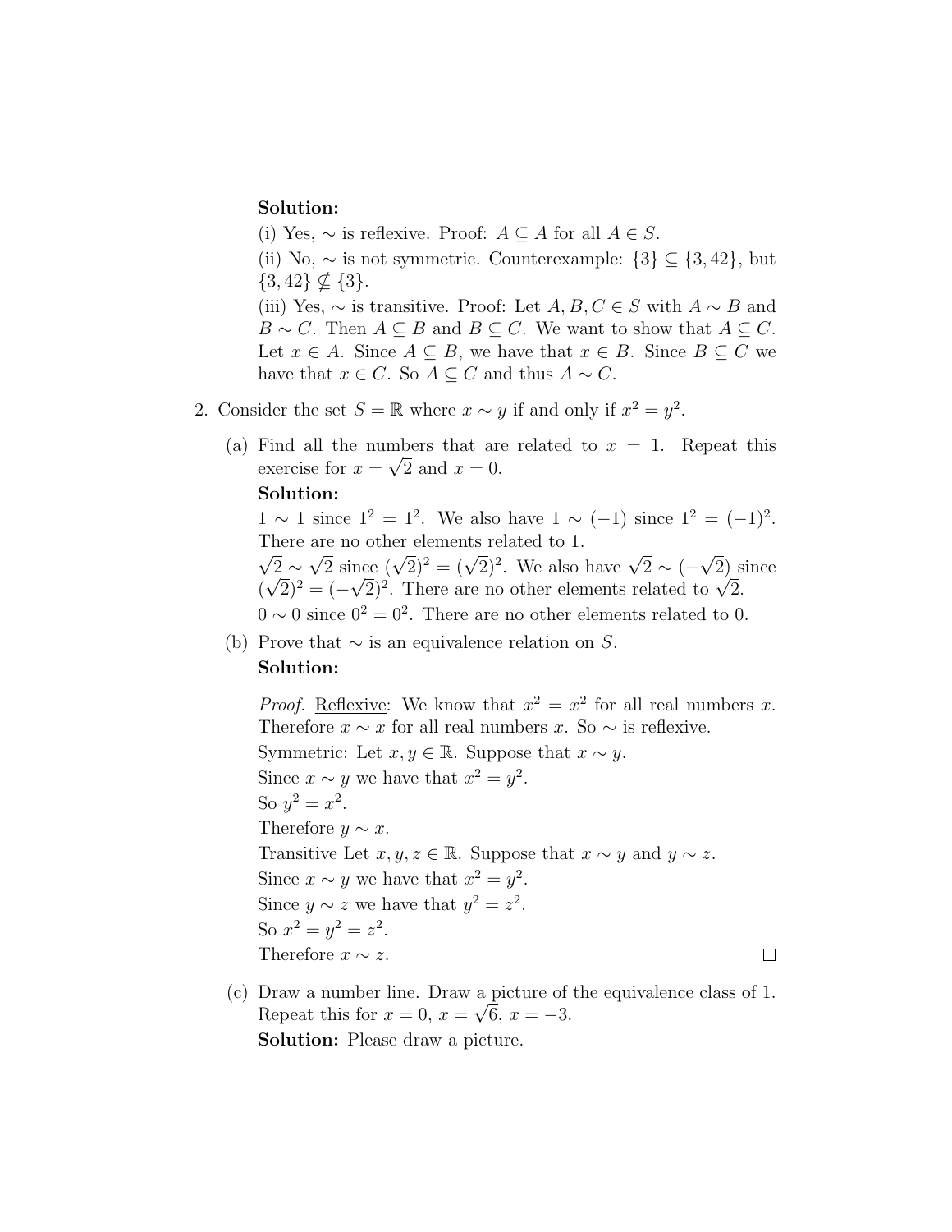**Solution:**

(i) Yes, $\sim$ is reflexive. Proof: $A \subseteq A$ for all $A \in S$.

(ii) No, $\sim$ is not symmetric. Counterexample: $\{3\} \subseteq \{3, 42\}$, but $\{3, 42\} \nsubseteq \{3\}$.

(iii) Yes, $\sim$ is transitive. Proof: Let $A, B, C \in S$ with $A \sim B$ and $B \sim C$. Then $A \subseteq B$ and $B \subseteq C$. We want to show that $A \subseteq C$. Let $x \in A$. Since $A \subseteq B$, we have that $x \in B$. Since $B \subseteq C$ we have that $x \in C$. So $A \subseteq C$ and thus $A \sim C$.

2. Consider the set $S = \mathbb{R}$ where $x \sim y$ if and only if $x^2 = y^2$.

   (a) Find all the numbers that are related to $x = 1$. Repeat this exercise for $x = \sqrt{2}$ and $x = 0$.

   **Solution:**

   $1 \sim 1$ since $1^2 = 1^2$. We also have $1 \sim (-1)$ since $1^2 = (-1)^2$. There are no other elements related to 1.

   $\sqrt{2} \sim \sqrt{2}$ since $(\sqrt{2})^2 = (\sqrt{2})^2$. We also have $\sqrt{2} \sim (-\sqrt{2})$ since $(\sqrt{2})^2 = (-\sqrt{2})^2$. There are no other elements related to $\sqrt{2}$.

   $0 \sim 0$ since $0^2 = 0^2$. There are no other elements related to 0.

   (b) Prove that $\sim$ is an equivalence relation on $S$.

   **Solution:**

   *Proof.* Reflexive: We know that $x^2 = x^2$ for all real numbers $x$. Therefore $x \sim x$ for all real numbers $x$. So $\sim$ is reflexive.

   Symmetric: Let $x, y \in \mathbb{R}$. Suppose that $x \sim y$.
   Since $x \sim y$ we have that $x^2 = y^2$.
   So $y^2 = x^2$.
   Therefore $y \sim x$.

   Transitive Let $x, y, z \in \mathbb{R}$. Suppose that $x \sim y$ and $y \sim z$.
   Since $x \sim y$ we have that $x^2 = y^2$.
   Since $y \sim z$ we have that $y^2 = z^2$.
   So $x^2 = y^2 = z^2$.
   Therefore $x \sim z$. □

   (c) Draw a number line. Draw a picture of the equivalence class of 1. Repeat this for $x = 0$, $x = \sqrt{6}$, $x = -3$.

   **Solution:** Please draw a picture.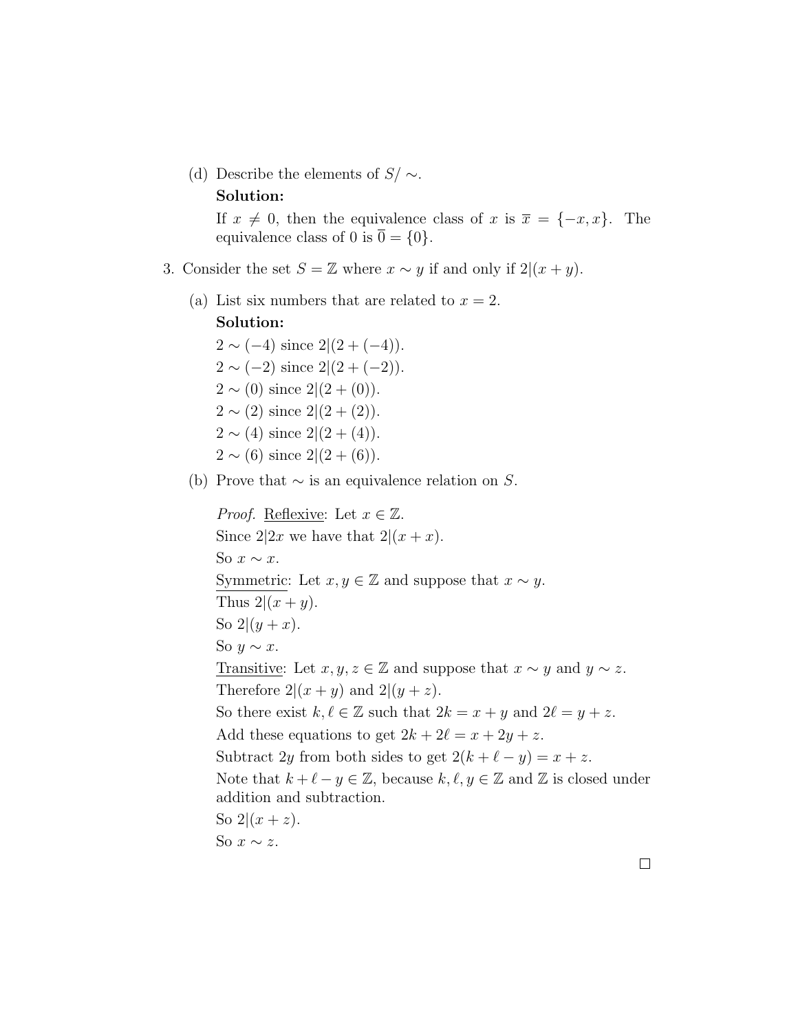(d) Describe the elements of $S/\sim$.

**Solution:**

If $x \neq 0$, then the equivalence class of $x$ is $\overline{x} = \{-x, x\}$. The equivalence class of 0 is $\overline{0} = \{0\}$.

3. Consider the set $S = \mathbb{Z}$ where $x \sim y$ if and only if $2|(x+y)$.

(a) List six numbers that are related to $x = 2$.

**Solution:**

$2 \sim (-4)$ since $2|(2+(-4))$.
$2 \sim (-2)$ since $2|(2+(-2))$.
$2 \sim (0)$ since $2|(2+(0))$.
$2 \sim (2)$ since $2|(2+(2))$.
$2 \sim (4)$ since $2|(2+(4))$.
$2 \sim (6)$ since $2|(2+(6))$.

(b) Prove that $\sim$ is an equivalence relation on $S$.

*Proof.* Reflexive: Let $x \in \mathbb{Z}$.
Since $2|2x$ we have that $2|(x+x)$.
So $x \sim x$.
Symmetric: Let $x, y \in \mathbb{Z}$ and suppose that $x \sim y$.
Thus $2|(x+y)$.
So $2|(y+x)$.
So $y \sim x$.
Transitive: Let $x, y, z \in \mathbb{Z}$ and suppose that $x \sim y$ and $y \sim z$.
Therefore $2|(x+y)$ and $2|(y+z)$.
So there exist $k, \ell \in \mathbb{Z}$ such that $2k = x+y$ and $2\ell = y+z$.
Add these equations to get $2k + 2\ell = x + 2y + z$.
Subtract $2y$ from both sides to get $2(k+\ell-y) = x+z$.
Note that $k+\ell-y \in \mathbb{Z}$, because $k, \ell, y \in \mathbb{Z}$ and $\mathbb{Z}$ is closed under addition and subtraction.
So $2|(x+z)$.
So $x \sim z$.

□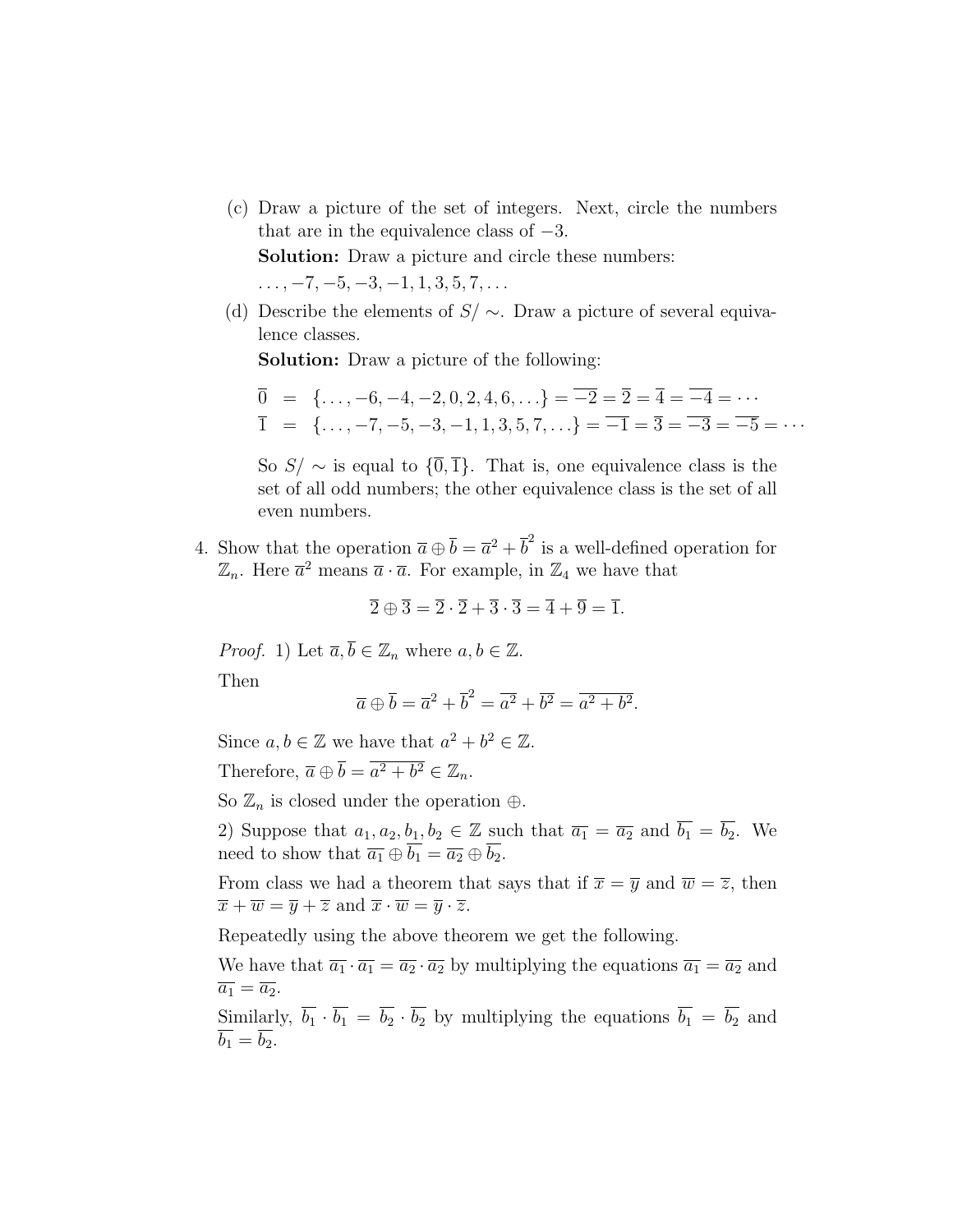(c) Draw a picture of the set of integers. Next, circle the numbers that are in the equivalence class of $-3$.

**Solution:** Draw a picture and circle these numbers:
$\ldots, -7, -5, -3, -1, 1, 3, 5, 7, \ldots$

(d) Describe the elements of $S/\sim$. Draw a picture of several equivalence classes.

**Solution:** Draw a picture of the following:

$$\overline{0} = \{\ldots, -6, -4, -2, 0, 2, 4, 6, \ldots\} = \overline{-2} = \overline{2} = \overline{4} = \overline{-4} = \cdots$$
$$\overline{1} = \{\ldots, -7, -5, -3, -1, 1, 3, 5, 7, \ldots\} = \overline{-1} = \overline{3} = \overline{-3} = \overline{-5} = \cdots$$

So $S/\sim$ is equal to $\{\overline{0}, \overline{1}\}$. That is, one equivalence class is the set of all odd numbers; the other equivalence class is the set of all even numbers.

4. Show that the operation $\overline{a} \oplus \overline{b} = \overline{a}^2 + \overline{b}^2$ is a well-defined operation for $\mathbb{Z}_n$. Here $\overline{a}^2$ means $\overline{a} \cdot \overline{a}$. For example, in $\mathbb{Z}_4$ we have that

$$\overline{2} \oplus \overline{3} = \overline{2} \cdot \overline{2} + \overline{3} \cdot \overline{3} = \overline{4} + \overline{9} = \overline{1}.$$

*Proof.* 1) Let $\overline{a}, \overline{b} \in \mathbb{Z}_n$ where $a, b \in \mathbb{Z}$.

Then
$$\overline{a} \oplus \overline{b} = \overline{a}^2 + \overline{b}^2 = \overline{a^2} + \overline{b^2} = \overline{a^2 + b^2}.$$

Since $a, b \in \mathbb{Z}$ we have that $a^2 + b^2 \in \mathbb{Z}$.

Therefore, $\overline{a} \oplus \overline{b} = \overline{a^2 + b^2} \in \mathbb{Z}_n$.

So $\mathbb{Z}_n$ is closed under the operation $\oplus$.

2) Suppose that $a_1, a_2, b_1, b_2 \in \mathbb{Z}$ such that $\overline{a_1} = \overline{a_2}$ and $\overline{b_1} = \overline{b_2}$. We need to show that $\overline{a_1} \oplus \overline{b_1} = \overline{a_2} \oplus \overline{b_2}$.

From class we had a theorem that says that if $\overline{x} = \overline{y}$ and $\overline{w} = \overline{z}$, then $\overline{x} + \overline{w} = \overline{y} + \overline{z}$ and $\overline{x} \cdot \overline{w} = \overline{y} \cdot \overline{z}$.

Repeatedly using the above theorem we get the following.

We have that $\overline{a_1} \cdot \overline{a_1} = \overline{a_2} \cdot \overline{a_2}$ by multiplying the equations $\overline{a_1} = \overline{a_2}$ and $\overline{a_1} = \overline{a_2}$.

Similarly, $\overline{b_1} \cdot \overline{b_1} = \overline{b_2} \cdot \overline{b_2}$ by multiplying the equations $\overline{b_1} = \overline{b_2}$ and $\overline{b_1} = \overline{b_2}$.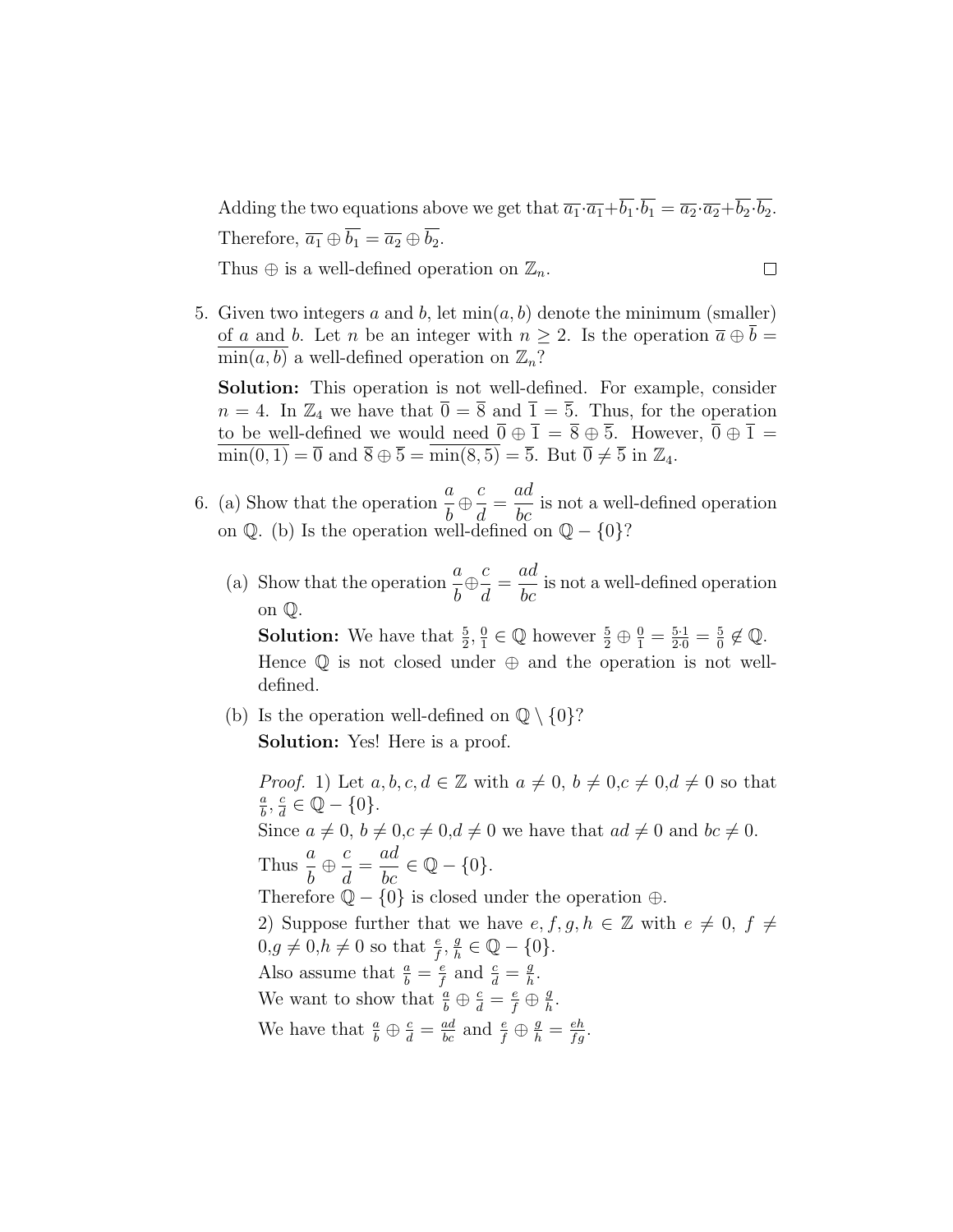Adding the two equations above we get that $\overline{a_1} \cdot \overline{a_1} + \overline{b_1} \cdot \overline{b_1} = \overline{a_2} \cdot \overline{a_2} + \overline{b_2} \cdot \overline{b_2}$.

Therefore, $\overline{a_1} \oplus \overline{b_1} = \overline{a_2} \oplus \overline{b_2}$.

Thus $\oplus$ is a well-defined operation on $\mathbb{Z}_n$. $\square$

5. Given two integers $a$ and $b$, let $\min(a, b)$ denote the minimum (smaller) of $a$ and $b$. Let $n$ be an integer with $n \geq 2$. Is the operation $\overline{a} \oplus \overline{b} = \overline{\min(a, b)}$ a well-defined operation on $\mathbb{Z}_n$?

   **Solution:** This operation is not well-defined. For example, consider $n = 4$. In $\mathbb{Z}_4$ we have that $\overline{0} = \overline{8}$ and $\overline{1} = \overline{5}$. Thus, for the operation to be well-defined we would need $\overline{0} \oplus \overline{1} = \overline{8} \oplus \overline{5}$. However, $\overline{0} \oplus \overline{1} = \overline{\min(0, 1)} = \overline{0}$ and $\overline{8} \oplus \overline{5} = \overline{\min(8, 5)} = \overline{5}$. But $\overline{0} \neq \overline{5}$ in $\mathbb{Z}_4$.

6. (a) Show that the operation $\dfrac{a}{b} \oplus \dfrac{c}{d} = \dfrac{ad}{bc}$ is not a well-defined operation on $\mathbb{Q}$. (b) Is the operation well-defined on $\mathbb{Q} - \{0\}$?

   (a) Show that the operation $\dfrac{a}{b} \oplus \dfrac{c}{d} = \dfrac{ad}{bc}$ is not a well-defined operation on $\mathbb{Q}$.

   **Solution:** We have that $\frac{5}{2}, \frac{0}{1} \in \mathbb{Q}$ however $\frac{5}{2} \oplus \frac{0}{1} = \frac{5 \cdot 1}{2 \cdot 0} = \frac{5}{0} \notin \mathbb{Q}$. Hence $\mathbb{Q}$ is not closed under $\oplus$ and the operation is not well-defined.

   (b) Is the operation well-defined on $\mathbb{Q} \setminus \{0\}$?

   **Solution:** Yes! Here is a proof.

   *Proof.* 1) Let $a, b, c, d \in \mathbb{Z}$ with $a \neq 0$, $b \neq 0$,$c \neq 0$,$d \neq 0$ so that $\frac{a}{b}, \frac{c}{d} \in \mathbb{Q} - \{0\}$.
   Since $a \neq 0$, $b \neq 0$,$c \neq 0$,$d \neq 0$ we have that $ad \neq 0$ and $bc \neq 0$.
   Thus $\dfrac{a}{b} \oplus \dfrac{c}{d} = \dfrac{ad}{bc} \in \mathbb{Q} - \{0\}$.
   Therefore $\mathbb{Q} - \{0\}$ is closed under the operation $\oplus$.
   2) Suppose further that we have $e, f, g, h \in \mathbb{Z}$ with $e \neq 0$, $f \neq 0$,$g \neq 0$,$h \neq 0$ so that $\frac{e}{f}, \frac{g}{h} \in \mathbb{Q} - \{0\}$.
   Also assume that $\frac{a}{b} = \frac{e}{f}$ and $\frac{c}{d} = \frac{g}{h}$.
   We want to show that $\frac{a}{b} \oplus \frac{c}{d} = \frac{e}{f} \oplus \frac{g}{h}$.
   We have that $\frac{a}{b} \oplus \frac{c}{d} = \frac{ad}{bc}$ and $\frac{e}{f} \oplus \frac{g}{h} = \frac{eh}{fg}$.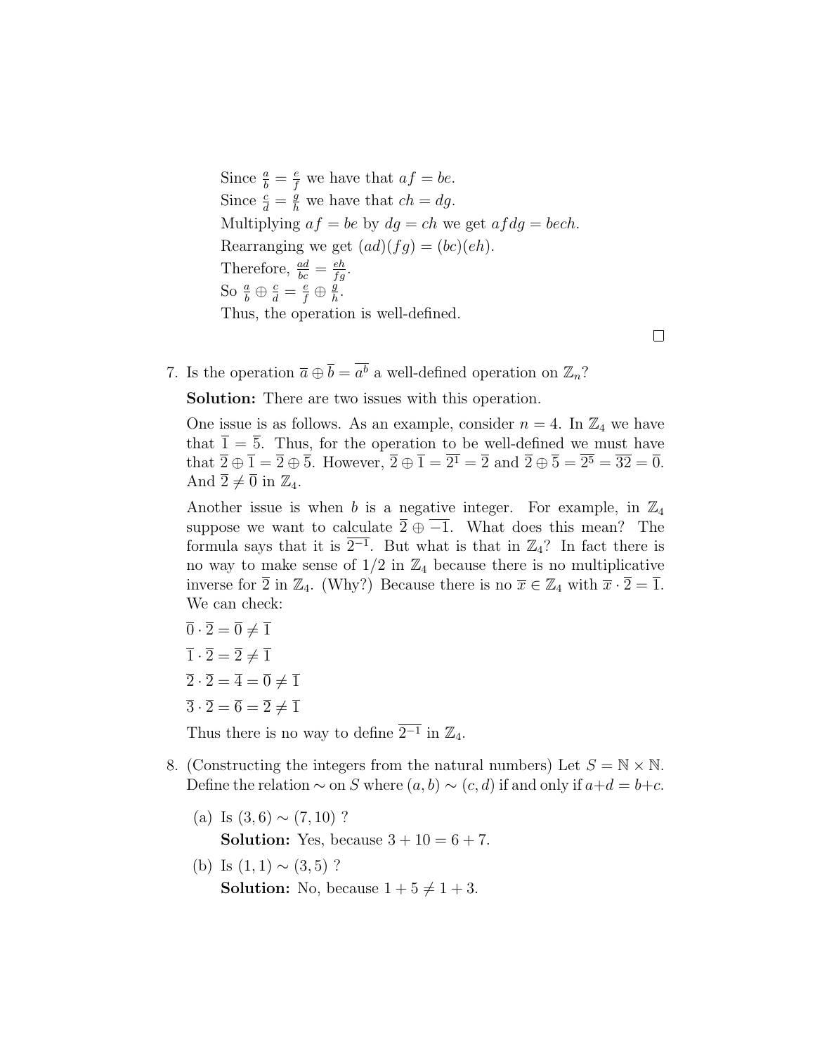Since $\frac{a}{b} = \frac{e}{f}$ we have that $af = be$.
Since $\frac{c}{d} = \frac{g}{h}$ we have that $ch = dg$.
Multiplying $af = be$ by $dg = ch$ we get $afdg = bech$.
Rearranging we get $(ad)(fg) = (bc)(eh)$.
Therefore, $\frac{ad}{bc} = \frac{eh}{fg}$.
So $\frac{a}{b} \oplus \frac{c}{d} = \frac{e}{f} \oplus \frac{g}{h}$.
Thus, the operation is well-defined.

$\square$

7. Is the operation $\overline{a} \oplus \overline{b} = \overline{a^b}$ a well-defined operation on $\mathbb{Z}_n$?

   **Solution:** There are two issues with this operation.

   One issue is as follows. As an example, consider $n = 4$. In $\mathbb{Z}_4$ we have that $\overline{1} = \overline{5}$. Thus, for the operation to be well-defined we must have that $\overline{2} \oplus \overline{1} = \overline{2} \oplus \overline{5}$. However, $\overline{2} \oplus \overline{1} = \overline{2^1} = \overline{2}$ and $\overline{2} \oplus \overline{5} = \overline{2^5} = \overline{32} = \overline{0}$. And $\overline{2} \neq \overline{0}$ in $\mathbb{Z}_4$.

   Another issue is when $b$ is a negative integer. For example, in $\mathbb{Z}_4$ suppose we want to calculate $\overline{2} \oplus \overline{-1}$. What does this mean? The formula says that it is $\overline{2^{-1}}$. But what is that in $\mathbb{Z}_4$? In fact there is no way to make sense of $1/2$ in $\mathbb{Z}_4$ because there is no multiplicative inverse for $\overline{2}$ in $\mathbb{Z}_4$. (Why?) Because there is no $\overline{x} \in \mathbb{Z}_4$ with $\overline{x} \cdot \overline{2} = \overline{1}$. We can check:

   $\overline{0} \cdot \overline{2} = \overline{0} \neq \overline{1}$

   $\overline{1} \cdot \overline{2} = \overline{2} \neq \overline{1}$

   $\overline{2} \cdot \overline{2} = \overline{4} = \overline{0} \neq \overline{1}$

   $\overline{3} \cdot \overline{2} = \overline{6} = \overline{2} \neq \overline{1}$

   Thus there is no way to define $\overline{2^{-1}}$ in $\mathbb{Z}_4$.

8. (Constructing the integers from the natural numbers) Let $S = \mathbb{N} \times \mathbb{N}$. Define the relation $\sim$ on $S$ where $(a, b) \sim (c, d)$ if and only if $a+d = b+c$.

   (a) Is $(3, 6) \sim (7, 10)$ ?
   **Solution:** Yes, because $3 + 10 = 6 + 7$.

   (b) Is $(1, 1) \sim (3, 5)$ ?
   **Solution:** No, because $1 + 5 \neq 1 + 3$.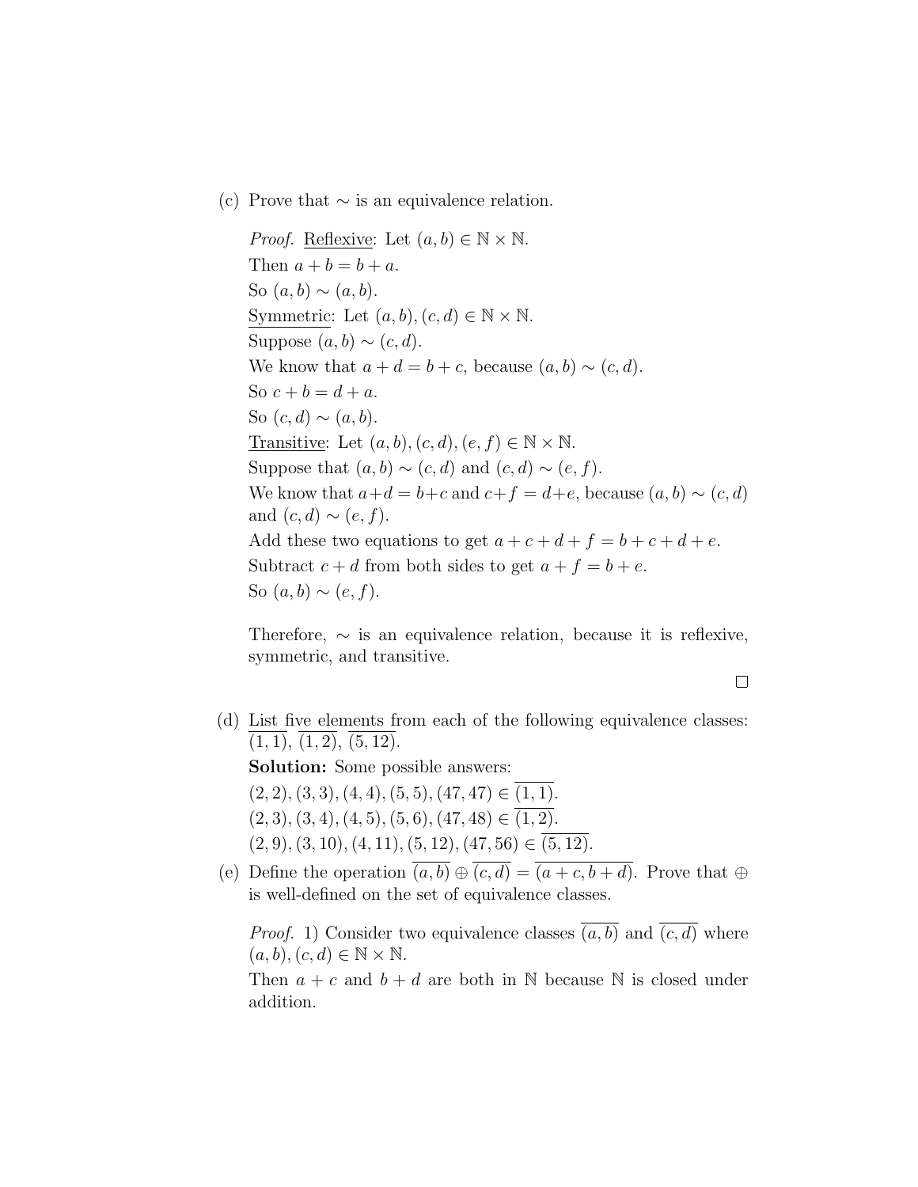(c) Prove that $\sim$ is an equivalence relation.

*Proof.* Reflexive: Let $(a, b) \in \mathbb{N} \times \mathbb{N}$.
Then $a + b = b + a$.
So $(a, b) \sim (a, b)$.
Symmetric: Let $(a, b), (c, d) \in \mathbb{N} \times \mathbb{N}$.
Suppose $(a, b) \sim (c, d)$.
We know that $a + d = b + c$, because $(a, b) \sim (c, d)$.
So $c + b = d + a$.
So $(c, d) \sim (a, b)$.
Transitive: Let $(a, b), (c, d), (e, f) \in \mathbb{N} \times \mathbb{N}$.
Suppose that $(a, b) \sim (c, d)$ and $(c, d) \sim (e, f)$.
We know that $a+d = b+c$ and $c+f = d+e$, because $(a, b) \sim (c, d)$ and $(c, d) \sim (e, f)$.
Add these two equations to get $a + c + d + f = b + c + d + e$.
Subtract $c + d$ from both sides to get $a + f = b + e$.
So $(a, b) \sim (e, f)$.

Therefore, $\sim$ is an equivalence relation, because it is reflexive, symmetric, and transitive.

□

(d) List five elements from each of the following equivalence classes: $\overline{(1, 1)}$, $\overline{(1, 2)}$, $\overline{(5, 12)}$.

**Solution:** Some possible answers:
$(2, 2), (3, 3), (4, 4), (5, 5), (47, 47) \in \overline{(1, 1)}$.
$(2, 3), (3, 4), (4, 5), (5, 6), (47, 48) \in \overline{(1, 2)}$.
$(2, 9), (3, 10), (4, 11), (5, 12), (47, 56) \in \overline{(5, 12)}$.

(e) Define the operation $\overline{(a, b)} \oplus \overline{(c, d)} = \overline{(a + c, b + d)}$. Prove that $\oplus$ is well-defined on the set of equivalence classes.

*Proof.* 1) Consider two equivalence classes $\overline{(a, b)}$ and $\overline{(c, d)}$ where $(a, b), (c, d) \in \mathbb{N} \times \mathbb{N}$.
Then $a + c$ and $b + d$ are both in $\mathbb{N}$ because $\mathbb{N}$ is closed under addition.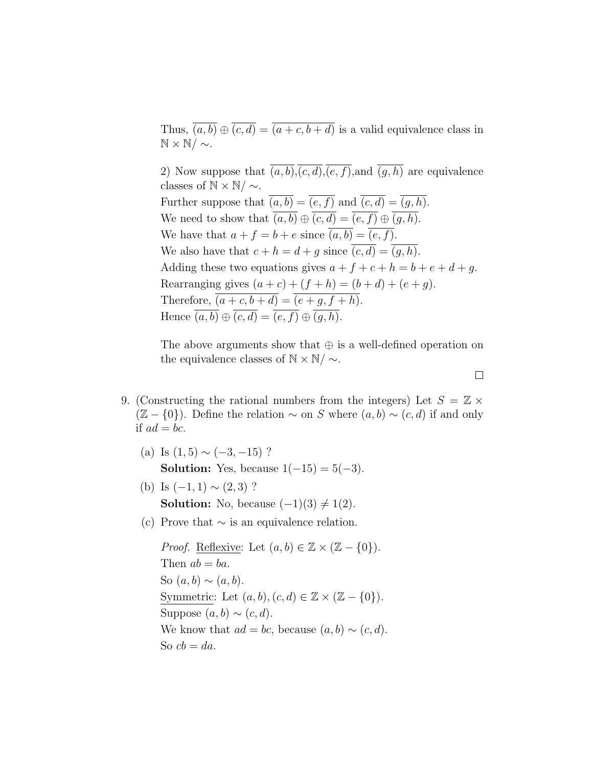Thus, $\overline{(a,b)} \oplus \overline{(c,d)} = \overline{(a+c, b+d)}$ is a valid equivalence class in $\mathbb{N} \times \mathbb{N}/\sim$.

2) Now suppose that $\overline{(a,b)}$, $\overline{(c,d)}$, $\overline{(e,f)}$, and $\overline{(g,h)}$ are equivalence classes of $\mathbb{N} \times \mathbb{N}/\sim$.
Further suppose that $\overline{(a,b)} = \overline{(e,f)}$ and $\overline{(c,d)} = \overline{(g,h)}$.
We need to show that $\overline{(a,b)} \oplus \overline{(c,d)} = \overline{(e,f)} \oplus \overline{(g,h)}$.
We have that $a + f = b + e$ since $\overline{(a,b)} = \overline{(e,f)}$.
We also have that $c + h = d + g$ since $\overline{(c,d)} = \overline{(g,h)}$.
Adding these two equations gives $a + f + c + h = b + e + d + g$.
Rearranging gives $(a + c) + (f + h) = (b + d) + (e + g)$.
Therefore, $\overline{(a+c, b+d)} = \overline{(e+g, f+h)}$.
Hence $\overline{(a,b)} \oplus \overline{(c,d)} = \overline{(e,f)} \oplus \overline{(g,h)}$.

The above arguments show that $\oplus$ is a well-defined operation on the equivalence classes of $\mathbb{N} \times \mathbb{N}/\sim$.

□

9. (Constructing the rational numbers from the integers) Let $S = \mathbb{Z} \times (\mathbb{Z} - \{0\})$. Define the relation $\sim$ on $S$ where $(a,b) \sim (c,d)$ if and only if $ad = bc$.

   (a) Is $(1,5) \sim (-3,-15)$ ?
   **Solution:** Yes, because $1(-15) = 5(-3)$.

   (b) Is $(-1,1) \sim (2,3)$ ?
   **Solution:** No, because $(-1)(3) \neq 1(2)$.

   (c) Prove that $\sim$ is an equivalence relation.

   *Proof.* Reflexive: Let $(a,b) \in \mathbb{Z} \times (\mathbb{Z} - \{0\})$.
   Then $ab = ba$.
   So $(a,b) \sim (a,b)$.
   Symmetric: Let $(a,b), (c,d) \in \mathbb{Z} \times (\mathbb{Z} - \{0\})$.
   Suppose $(a,b) \sim (c,d)$.
   We know that $ad = bc$, because $(a,b) \sim (c,d)$.
   So $cb = da$.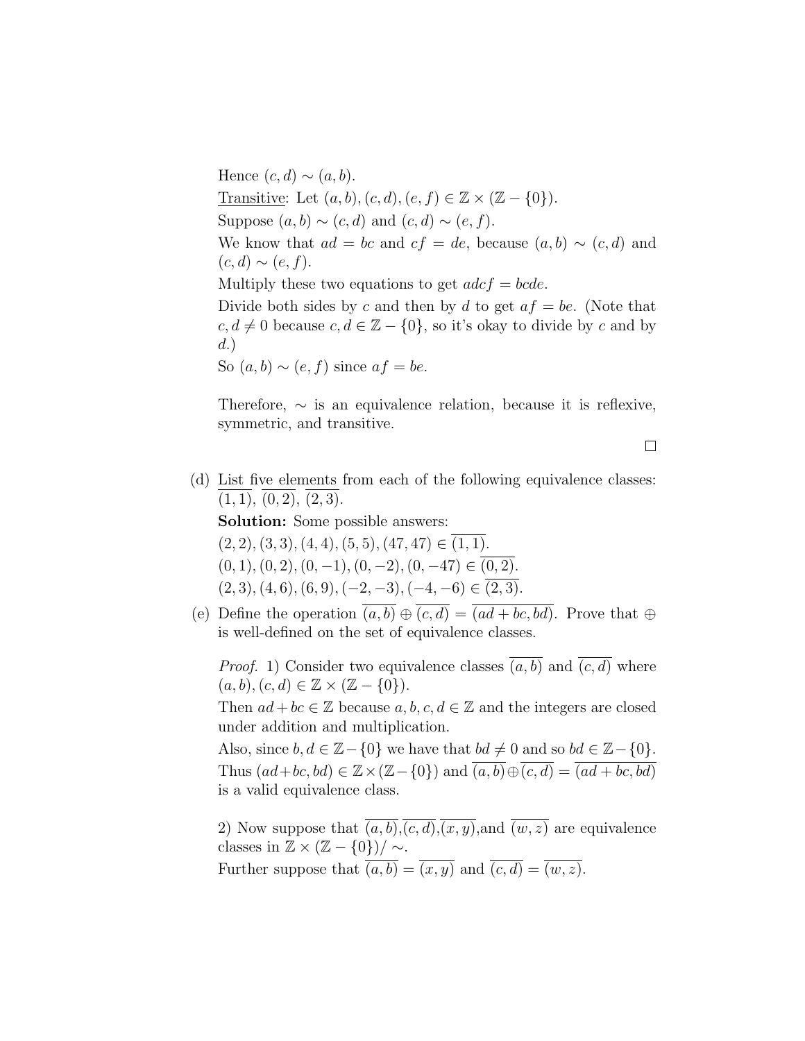Hence $(c, d) \sim (a, b)$.

Transitive: Let $(a, b), (c, d), (e, f) \in \mathbb{Z} \times (\mathbb{Z} - \{0\})$.

Suppose $(a, b) \sim (c, d)$ and $(c, d) \sim (e, f)$.

We know that $ad = bc$ and $cf = de$, because $(a, b) \sim (c, d)$ and $(c, d) \sim (e, f)$.

Multiply these two equations to get $adcf = bcde$.

Divide both sides by $c$ and then by $d$ to get $af = be$. (Note that $c, d \neq 0$ because $c, d \in \mathbb{Z} - \{0\}$, so it's okay to divide by $c$ and by $d$.)

So $(a, b) \sim (e, f)$ since $af = be$.

Therefore, $\sim$ is an equivalence relation, because it is reflexive, symmetric, and transitive.

$\square$

(d) List five elements from each of the following equivalence classes: $\overline{(1, 1)}$, $\overline{(0, 2)}$, $\overline{(2, 3)}$.

**Solution:** Some possible answers:

$(2, 2), (3, 3), (4, 4), (5, 5), (47, 47) \in \overline{(1, 1)}$.

$(0, 1), (0, 2), (0, -1), (0, -2), (0, -47) \in \overline{(0, 2)}$.

$(2, 3), (4, 6), (6, 9), (-2, -3), (-4, -6) \in \overline{(2, 3)}$.

(e) Define the operation $\overline{(a, b)} \oplus \overline{(c, d)} = \overline{(ad + bc, bd)}$. Prove that $\oplus$ is well-defined on the set of equivalence classes.

*Proof.* 1) Consider two equivalence classes $\overline{(a, b)}$ and $\overline{(c, d)}$ where $(a, b), (c, d) \in \mathbb{Z} \times (\mathbb{Z} - \{0\})$.

Then $ad + bc \in \mathbb{Z}$ because $a, b, c, d \in \mathbb{Z}$ and the integers are closed under addition and multiplication.

Also, since $b, d \in \mathbb{Z} - \{0\}$ we have that $bd \neq 0$ and so $bd \in \mathbb{Z} - \{0\}$. Thus $(ad + bc, bd) \in \mathbb{Z} \times (\mathbb{Z} - \{0\})$ and $\overline{(a, b)} \oplus \overline{(c, d)} = \overline{(ad + bc, bd)}$ is a valid equivalence class.

2) Now suppose that $\overline{(a, b)}$, $\overline{(c, d)}$, $\overline{(x, y)}$, and $\overline{(w, z)}$ are equivalence classes in $\mathbb{Z} \times (\mathbb{Z} - \{0\}) / \sim$.

Further suppose that $\overline{(a, b)} = \overline{(x, y)}$ and $\overline{(c, d)} = \overline{(w, z)}$.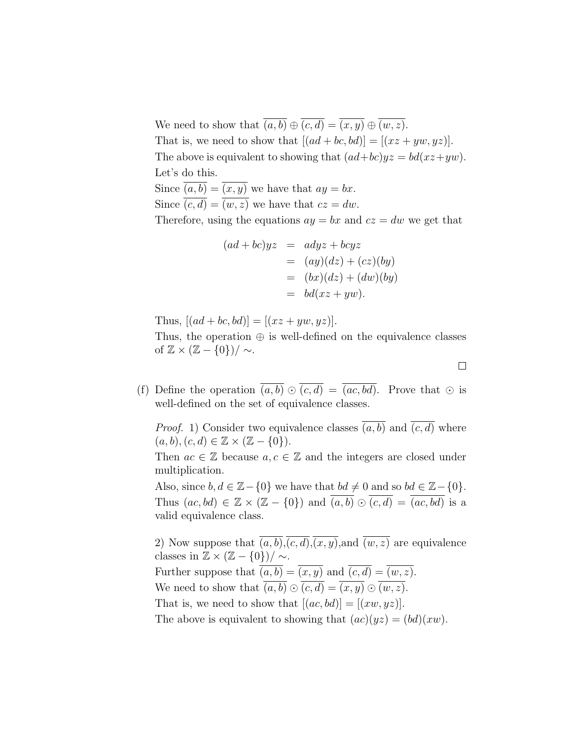We need to show that $\overline{(a,b)} \oplus \overline{(c,d)} = \overline{(x,y)} \oplus \overline{(w,z)}$.

That is, we need to show that $[(ad+bc, bd)] = [(xz+yw, yz)]$.

The above is equivalent to showing that $(ad+bc)yz = bd(xz+yw)$.

Let's do this.

Since $\overline{(a,b)} = \overline{(x,y)}$ we have that $ay = bx$.

Since $\overline{(c,d)} = \overline{(w,z)}$ we have that $cz = dw$.

Therefore, using the equations $ay = bx$ and $cz = dw$ we get that

$$
\begin{aligned}
(ad+bc)yz &= adyz + bcyz \\
&= (ay)(dz) + (cz)(by) \\
&= (bx)(dz) + (dw)(by) \\
&= bd(xz+yw).
\end{aligned}
$$

Thus, $[(ad+bc, bd)] = [(xz+yw, yz)]$.

Thus, the operation $\oplus$ is well-defined on the equivalence classes of $\mathbb{Z} \times (\mathbb{Z} - \{0\})/\sim$.

□

(f) Define the operation $\overline{(a,b)} \odot \overline{(c,d)} = \overline{(ac,bd)}$. Prove that $\odot$ is well-defined on the set of equivalence classes.

*Proof.* 1) Consider two equivalence classes $\overline{(a,b)}$ and $\overline{(c,d)}$ where $(a,b), (c,d) \in \mathbb{Z} \times (\mathbb{Z} - \{0\})$.

Then $ac \in \mathbb{Z}$ because $a, c \in \mathbb{Z}$ and the integers are closed under multiplication.

Also, since $b, d \in \mathbb{Z} - \{0\}$ we have that $bd \neq 0$ and so $bd \in \mathbb{Z} - \{0\}$.

Thus $(ac, bd) \in \mathbb{Z} \times (\mathbb{Z} - \{0\})$ and $\overline{(a,b)} \odot \overline{(c,d)} = \overline{(ac,bd)}$ is a valid equivalence class.

2) Now suppose that $\overline{(a,b)}$,$\overline{(c,d)}$,$\overline{(x,y)}$,and $\overline{(w,z)}$ are equivalence classes in $\mathbb{Z} \times (\mathbb{Z} - \{0\})/\sim$.

Further suppose that $\overline{(a,b)} = \overline{(x,y)}$ and $\overline{(c,d)} = \overline{(w,z)}$.

We need to show that $\overline{(a,b)} \odot \overline{(c,d)} = \overline{(x,y)} \odot \overline{(w,z)}$.

That is, we need to show that $[(ac, bd)] = [(xw, yz)]$.

The above is equivalent to showing that $(ac)(yz) = (bd)(xw)$.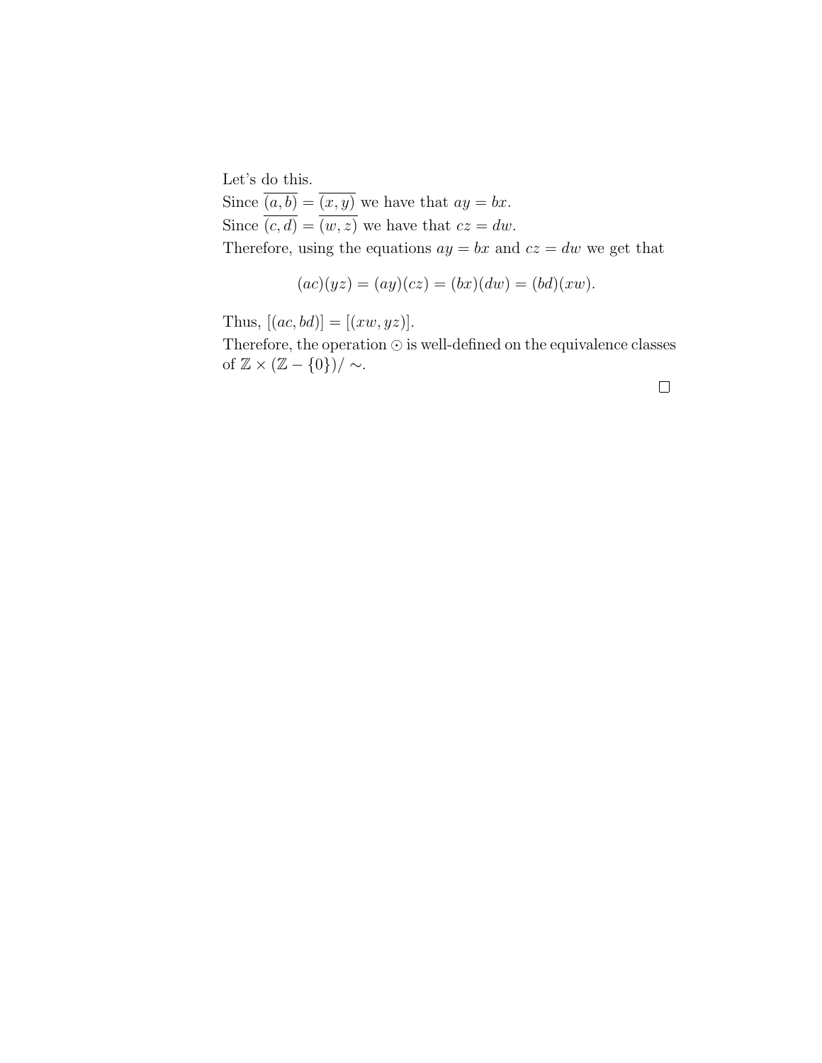Let's do this.
Since $\overline{(a,b)} = \overline{(x,y)}$ we have that $ay = bx$.
Since $\overline{(c,d)} = \overline{(w,z)}$ we have that $cz = dw$.
Therefore, using the equations $ay = bx$ and $cz = dw$ we get that

$$(ac)(yz) = (ay)(cz) = (bx)(dw) = (bd)(xw).$$

Thus, $[(ac, bd)] = [(xw, yz)]$.
Therefore, the operation $\odot$ is well-defined on the equivalence classes of $\mathbb{Z} \times (\mathbb{Z} - \{0\}) / \sim$.

$\square$